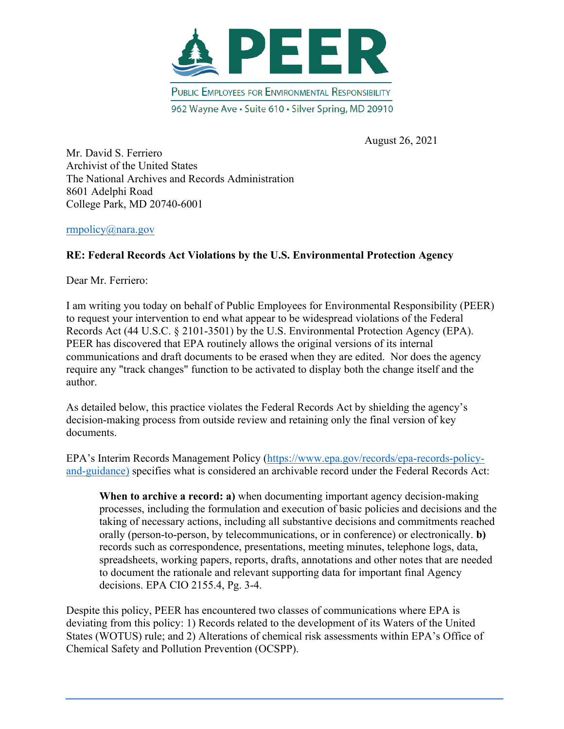# PEER

PUBLIC EMPLOYEES FOR ENVIRONMENTAL RESPONSIBILITY

962 Wayne Ave • Suite 610 • Silver Spring, MD 20910

August 26, 2021

Mr. David S. Ferriero
Archivist of the United States
The National Archives and Records Administration
8601 Adelphi Road
College Park, MD 20740-6001

rmpolicy@nara.gov

**RE: Federal Records Act Violations by the U.S. Environmental Protection Agency**

Dear Mr. Ferriero:

I am writing you today on behalf of Public Employees for Environmental Responsibility (PEER) to request your intervention to end what appear to be widespread violations of the Federal Records Act (44 U.S.C. § 2101-3501) by the U.S. Environmental Protection Agency (EPA). PEER has discovered that EPA routinely allows the original versions of its internal communications and draft documents to be erased when they are edited. Nor does the agency require any "track changes" function to be activated to display both the change itself and the author.

As detailed below, this practice violates the Federal Records Act by shielding the agency's decision-making process from outside review and retaining only the final version of key documents.

EPA's Interim Records Management Policy (https://www.epa.gov/records/epa-records-policy-and-guidance) specifies what is considered an archivable record under the Federal Records Act:

> **When to archive a record: a)** when documenting important agency decision-making processes, including the formulation and execution of basic policies and decisions and the taking of necessary actions, including all substantive decisions and commitments reached orally (person-to-person, by telecommunications, or in conference) or electronically. **b)** records such as correspondence, presentations, meeting minutes, telephone logs, data, spreadsheets, working papers, reports, drafts, annotations and other notes that are needed to document the rationale and relevant supporting data for important final Agency decisions. EPA CIO 2155.4, Pg. 3-4.

Despite this policy, PEER has encountered two classes of communications where EPA is deviating from this policy: 1) Records related to the development of its Waters of the United States (WOTUS) rule; and 2) Alterations of chemical risk assessments within EPA's Office of Chemical Safety and Pollution Prevention (OCSPP).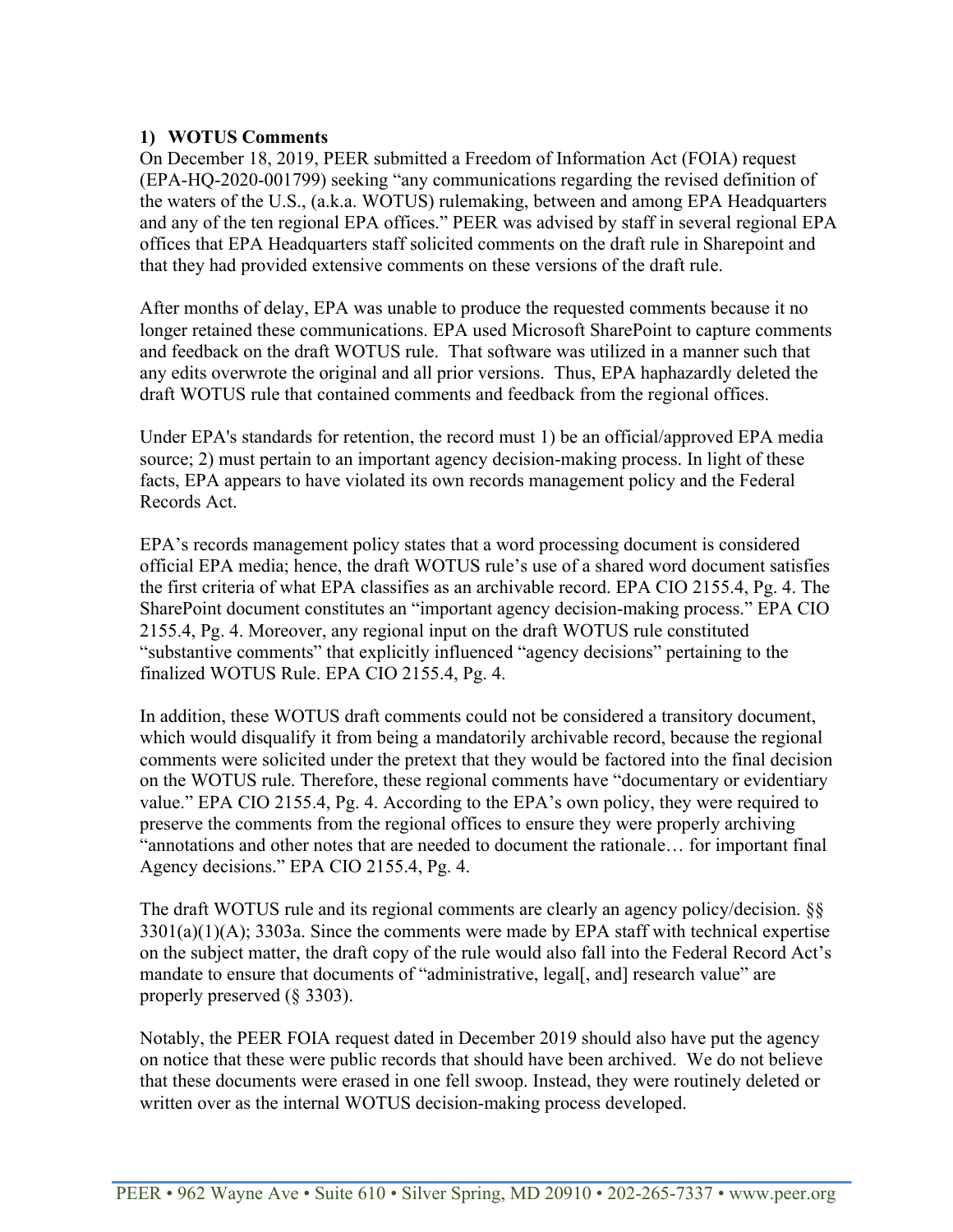### 1) WOTUS Comments

On December 18, 2019, PEER submitted a Freedom of Information Act (FOIA) request (EPA-HQ-2020-001799) seeking "any communications regarding the revised definition of the waters of the U.S., (a.k.a. WOTUS) rulemaking, between and among EPA Headquarters and any of the ten regional EPA offices." PEER was advised by staff in several regional EPA offices that EPA Headquarters staff solicited comments on the draft rule in Sharepoint and that they had provided extensive comments on these versions of the draft rule.

After months of delay, EPA was unable to produce the requested comments because it no longer retained these communications. EPA used Microsoft SharePoint to capture comments and feedback on the draft WOTUS rule. That software was utilized in a manner such that any edits overwrote the original and all prior versions. Thus, EPA haphazardly deleted the draft WOTUS rule that contained comments and feedback from the regional offices.

Under EPA's standards for retention, the record must 1) be an official/approved EPA media source; 2) must pertain to an important agency decision-making process. In light of these facts, EPA appears to have violated its own records management policy and the Federal Records Act.

EPA's records management policy states that a word processing document is considered official EPA media; hence, the draft WOTUS rule's use of a shared word document satisfies the first criteria of what EPA classifies as an archivable record. EPA CIO 2155.4, Pg. 4. The SharePoint document constitutes an "important agency decision-making process." EPA CIO 2155.4, Pg. 4. Moreover, any regional input on the draft WOTUS rule constituted "substantive comments" that explicitly influenced "agency decisions" pertaining to the finalized WOTUS Rule. EPA CIO 2155.4, Pg. 4.

In addition, these WOTUS draft comments could not be considered a transitory document, which would disqualify it from being a mandatorily archivable record, because the regional comments were solicited under the pretext that they would be factored into the final decision on the WOTUS rule. Therefore, these regional comments have "documentary or evidentiary value." EPA CIO 2155.4, Pg. 4. According to the EPA's own policy, they were required to preserve the comments from the regional offices to ensure they were properly archiving "annotations and other notes that are needed to document the rationale… for important final Agency decisions." EPA CIO 2155.4, Pg. 4.

The draft WOTUS rule and its regional comments are clearly an agency policy/decision. §§ 3301(a)(1)(A); 3303a. Since the comments were made by EPA staff with technical expertise on the subject matter, the draft copy of the rule would also fall into the Federal Record Act's mandate to ensure that documents of "administrative, legal[, and] research value" are properly preserved (§ 3303).

Notably, the PEER FOIA request dated in December 2019 should also have put the agency on notice that these were public records that should have been archived. We do not believe that these documents were erased in one fell swoop. Instead, they were routinely deleted or written over as the internal WOTUS decision-making process developed.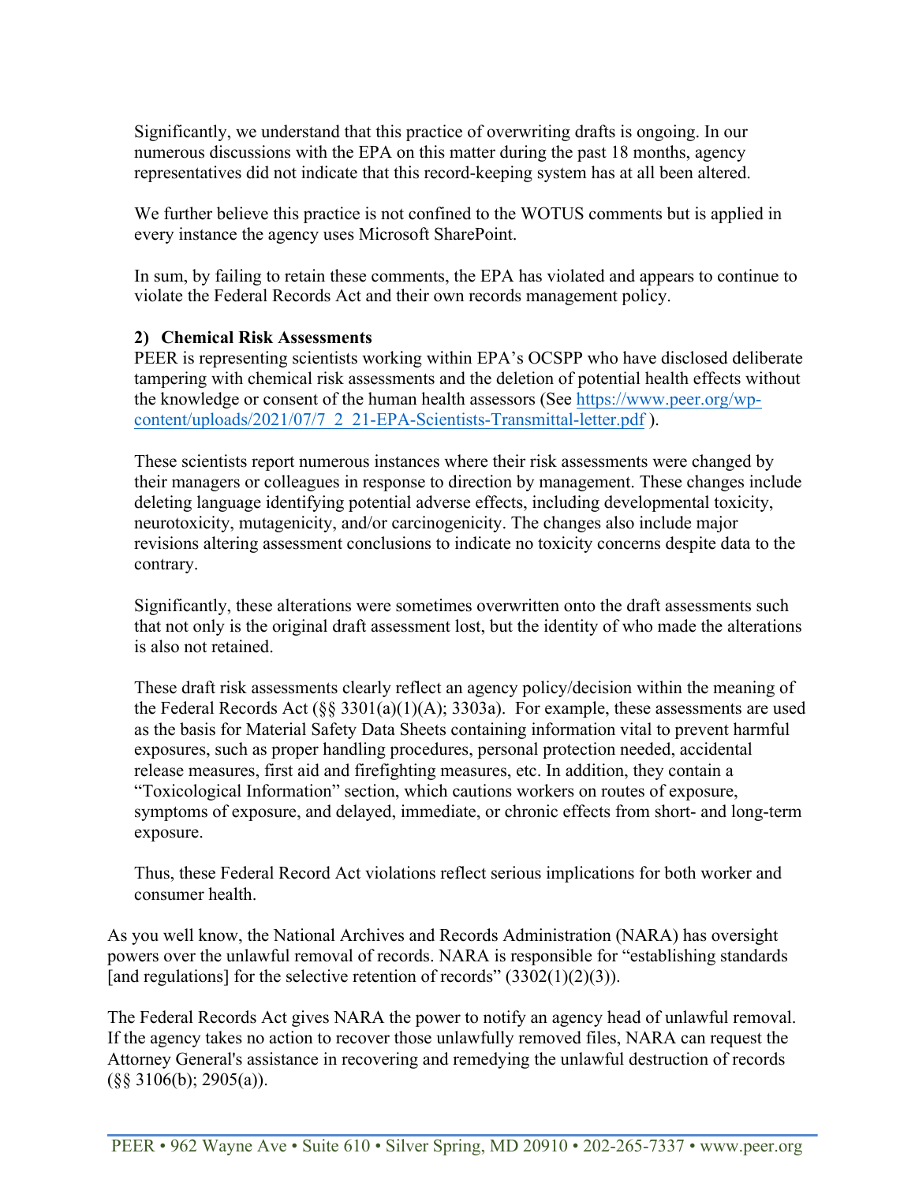Significantly, we understand that this practice of overwriting drafts is ongoing. In our numerous discussions with the EPA on this matter during the past 18 months, agency representatives did not indicate that this record-keeping system has at all been altered.

We further believe this practice is not confined to the WOTUS comments but is applied in every instance the agency uses Microsoft SharePoint.

In sum, by failing to retain these comments, the EPA has violated and appears to continue to violate the Federal Records Act and their own records management policy.

**2) Chemical Risk Assessments**

PEER is representing scientists working within EPA's OCSPP who have disclosed deliberate tampering with chemical risk assessments and the deletion of potential health effects without the knowledge or consent of the human health assessors (See https://www.peer.org/wp-content/uploads/2021/07/7_2_21-EPA-Scientists-Transmittal-letter.pdf ).

These scientists report numerous instances where their risk assessments were changed by their managers or colleagues in response to direction by management. These changes include deleting language identifying potential adverse effects, including developmental toxicity, neurotoxicity, mutagenicity, and/or carcinogenicity. The changes also include major revisions altering assessment conclusions to indicate no toxicity concerns despite data to the contrary.

Significantly, these alterations were sometimes overwritten onto the draft assessments such that not only is the original draft assessment lost, but the identity of who made the alterations is also not retained.

These draft risk assessments clearly reflect an agency policy/decision within the meaning of the Federal Records Act (§§ 3301(a)(1)(A); 3303a). For example, these assessments are used as the basis for Material Safety Data Sheets containing information vital to prevent harmful exposures, such as proper handling procedures, personal protection needed, accidental release measures, first aid and firefighting measures, etc. In addition, they contain a "Toxicological Information" section, which cautions workers on routes of exposure, symptoms of exposure, and delayed, immediate, or chronic effects from short- and long-term exposure.

Thus, these Federal Record Act violations reflect serious implications for both worker and consumer health.

As you well know, the National Archives and Records Administration (NARA) has oversight powers over the unlawful removal of records. NARA is responsible for "establishing standards [and regulations] for the selective retention of records" (3302(1)(2)(3)).

The Federal Records Act gives NARA the power to notify an agency head of unlawful removal. If the agency takes no action to recover those unlawfully removed files, NARA can request the Attorney General's assistance in recovering and remedying the unlawful destruction of records (§§ 3106(b); 2905(a)).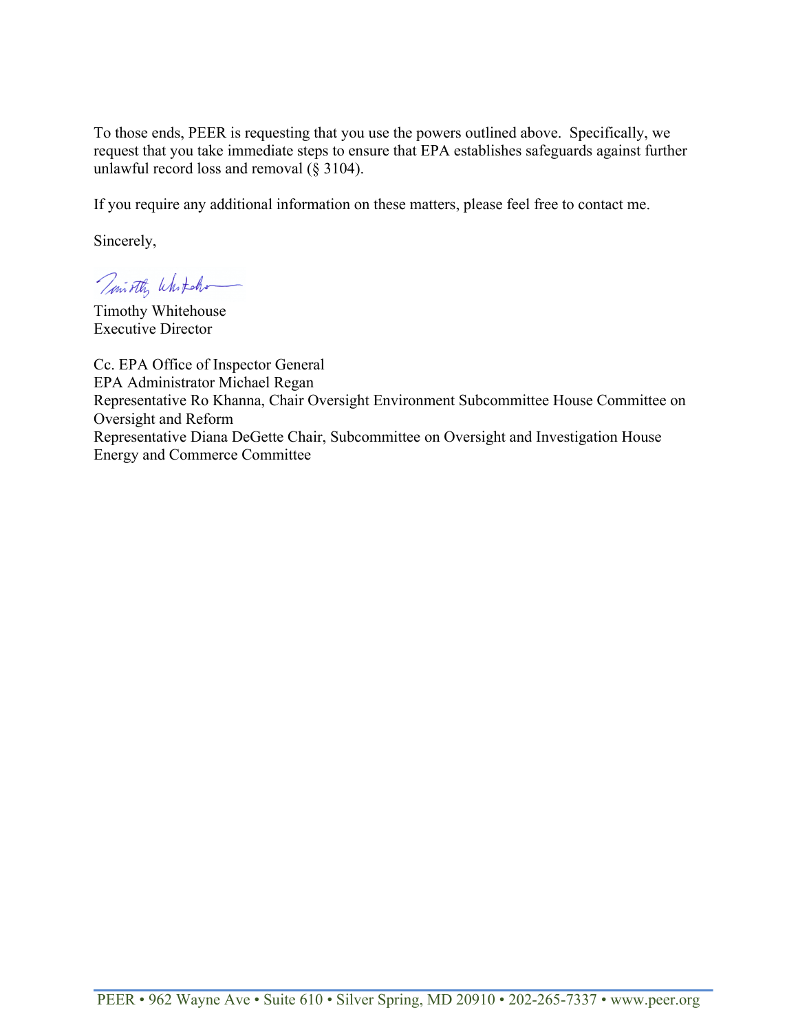To those ends, PEER is requesting that you use the powers outlined above. Specifically, we request that you take immediate steps to ensure that EPA establishes safeguards against further unlawful record loss and removal (§ 3104).

If you require any additional information on these matters, please feel free to contact me.

Sincerely,

Timothy Whitehouse
Executive Director

Cc. EPA Office of Inspector General
EPA Administrator Michael Regan
Representative Ro Khanna, Chair Oversight Environment Subcommittee House Committee on Oversight and Reform
Representative Diana DeGette Chair, Subcommittee on Oversight and Investigation House Energy and Commerce Committee

PEER • 962 Wayne Ave • Suite 610 • Silver Spring, MD 20910 • 202-265-7337 • www.peer.org